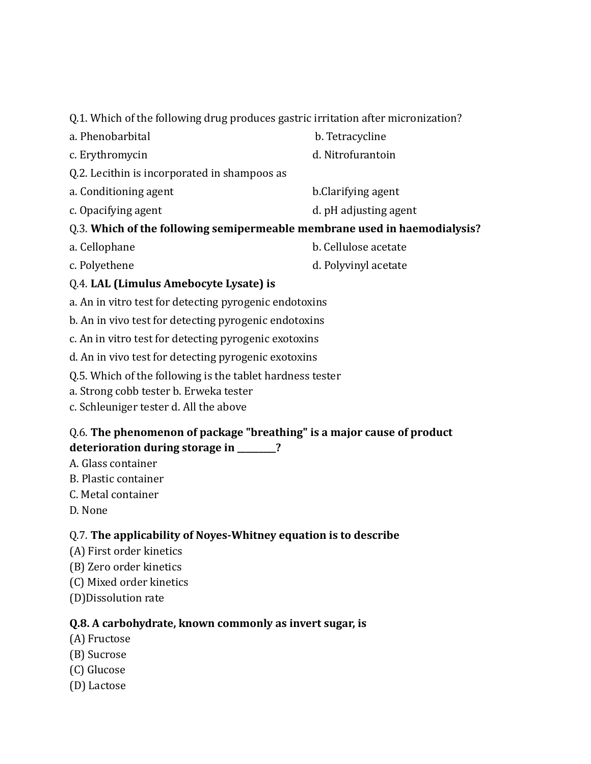Q.1. Which of the following drug produces gastric irritation after micronization?

a. Phenobarbital b. Tetracycline

c. Erythromycin d. Nitrofurantoin

Q.2. Lecithin is incorporated in shampoos as

a. Conditioning agent b.Clarifying agent

c. Opacifying agent d. pH adjusting agent

Q.3. **Which of the following semipermeable membrane used in haemodialysis?**

a. Cellophane b. Cellulose acetate

c. Polyethene d. Polyvinyl acetate

Q.4. **LAL (Limulus Amebocyte Lysate) is**

a. An in vitro test for detecting pyrogenic endotoxins

b. An in vivo test for detecting pyrogenic endotoxins

c. An in vitro test for detecting pyrogenic exotoxins

d. An in vivo test for detecting pyrogenic exotoxins

Q.5. Which of the following is the tablet hardness tester

a. Strong cobb tester b. Erweka tester

c. Schleuniger tester d. All the above

Q.6. **The phenomenon of package "breathing" is a major cause of product deterioration during storage in _________?**

A. Glass container

B. Plastic container

C. Metal container

D. None

Q.7. **The applicability of Noyes-Whitney equation is to describe**

(A) First order kinetics

(B) Zero order kinetics

(C) Mixed order kinetics

(D)Dissolution rate

**Q.8. A carbohydrate, known commonly as invert sugar, is**

(A) Fructose

(B) Sucrose

(C) Glucose

(D) Lactose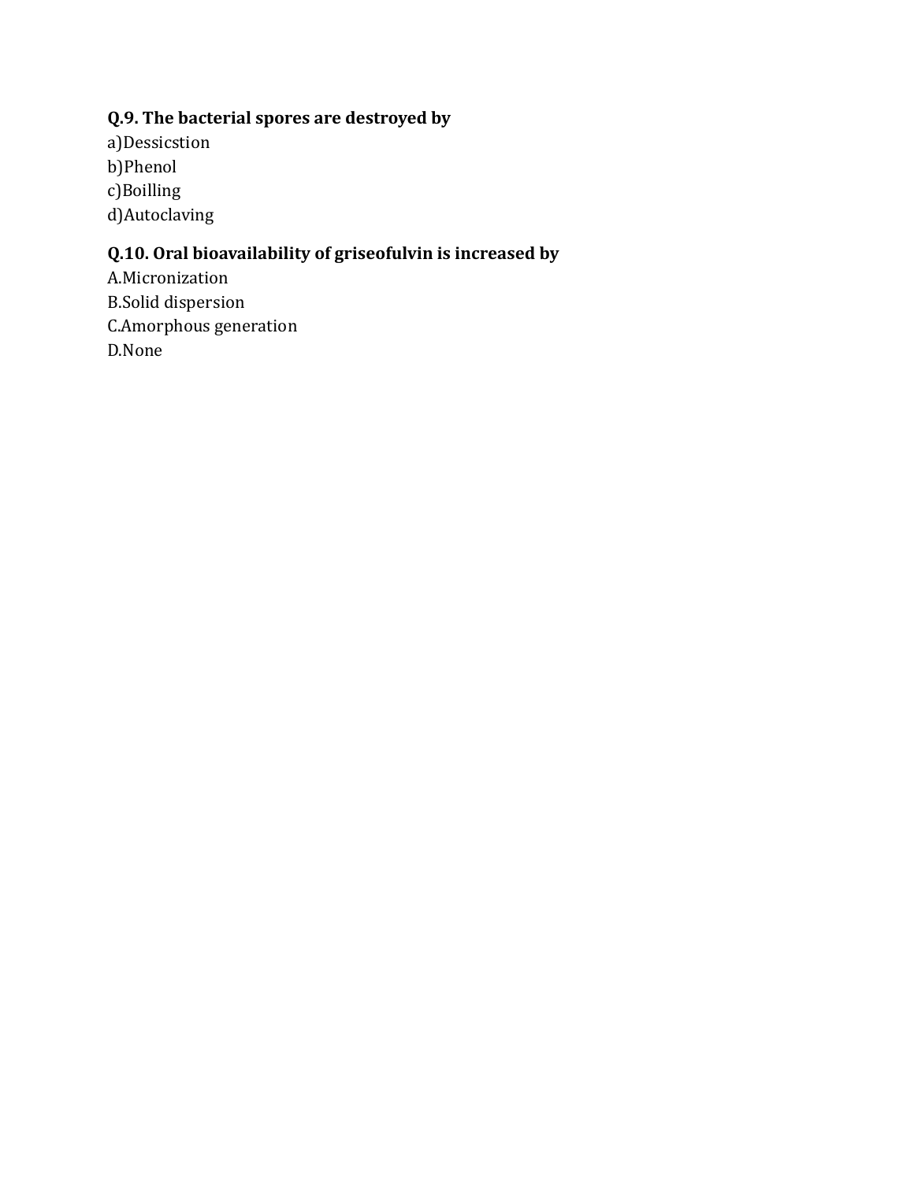**Q.9. The bacterial spores are destroyed by**

a)Dessicstion  
b)Phenol  
c)Boilling  
d)Autoclaving

**Q.10. Oral bioavailability of griseofulvin is increased by**

A.Micronization  
B.Solid dispersion  
C.Amorphous generation  
D.None